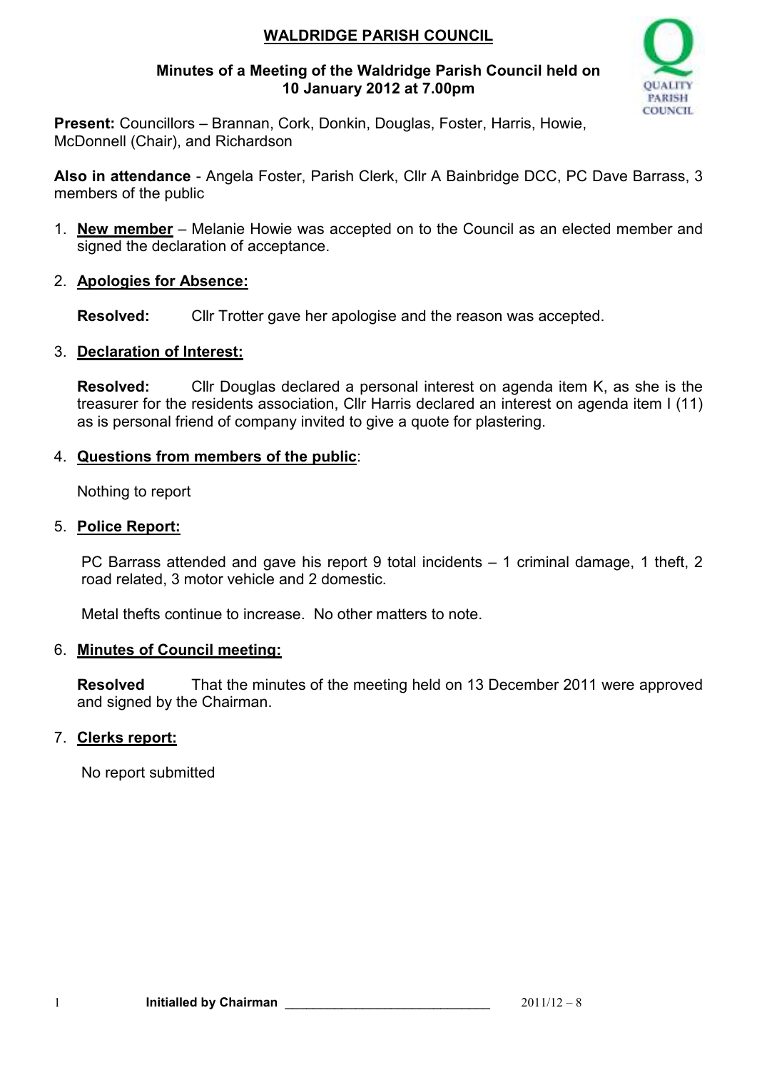# WALDRIDGE PARISH COUNCIL

**Minutes of a Meeting of the Waldridge Parish Council held on 10 January 2012 at 7.00pm**

**Present:** Councillors – Brannan, Cork, Donkin, Douglas, Foster, Harris, Howie, McDonnell (Chair), and Richardson

**Also in attendance** - Angela Foster, Parish Clerk, Cllr A Bainbridge DCC, PC Dave Barrass, 3 members of the public

1. **New member** – Melanie Howie was accepted on to the Council as an elected member and signed the declaration of acceptance.

2. **Apologies for Absence:**

   **Resolved:** Cllr Trotter gave her apologise and the reason was accepted.

3. **Declaration of Interest:**

   **Resolved:** Cllr Douglas declared a personal interest on agenda item K, as she is the treasurer for the residents association, Cllr Harris declared an interest on agenda item I (11) as is personal friend of company invited to give a quote for plastering.

4. **Questions from members of the public**:

   Nothing to report

5. **Police Report:**

   PC Barrass attended and gave his report 9 total incidents – 1 criminal damage, 1 theft, 2 road related, 3 motor vehicle and 2 domestic.

   Metal thefts continue to increase. No other matters to note.

6. **Minutes of Council meeting:**

   **Resolved** That the minutes of the meeting held on 13 December 2011 were approved and signed by the Chairman.

7. **Clerks report:**

   No report submitted

**Initialled by Chairman** \_\_\_\_\_\_\_\_\_\_\_\_\_\_\_\_\_\_\_\_\_\_\_\_\_\_\_\_ 2011/12 – 8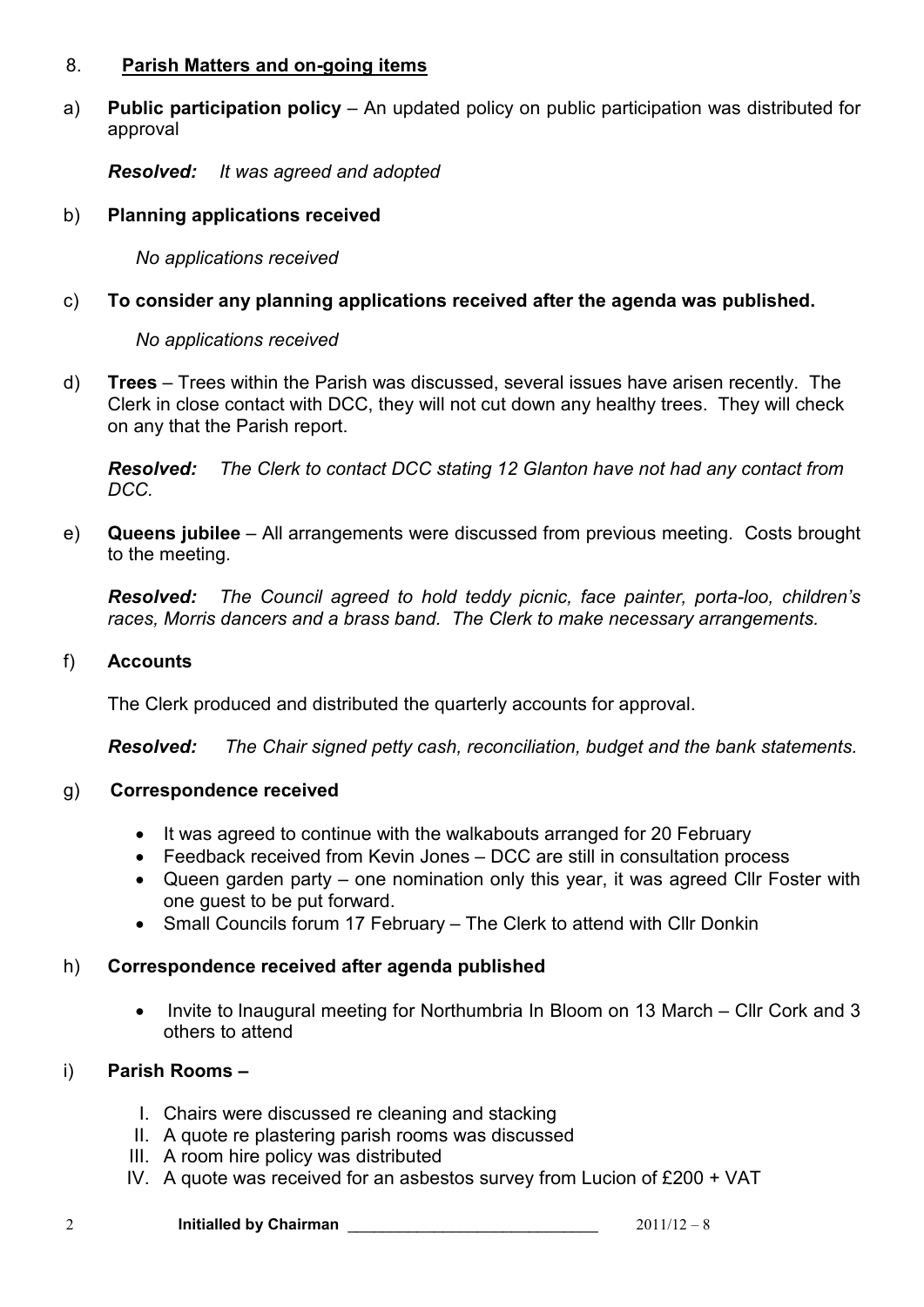## 8. **Parish Matters and on-going items**

a) **Public participation policy** – An updated policy on public participation was distributed for approval

***Resolved:*** *It was agreed and adopted*

b) **Planning applications received**

*No applications received*

c) **To consider any planning applications received after the agenda was published.**

*No applications received*

d) **Trees** – Trees within the Parish was discussed, several issues have arisen recently. The Clerk in close contact with DCC, they will not cut down any healthy trees. They will check on any that the Parish report.

***Resolved:*** *The Clerk to contact DCC stating 12 Glanton have not had any contact from DCC.*

e) **Queens jubilee** – All arrangements were discussed from previous meeting. Costs brought to the meeting.

***Resolved:*** *The Council agreed to hold teddy picnic, face painter, porta-loo, children's races, Morris dancers and a brass band. The Clerk to make necessary arrangements.*

f) **Accounts**

The Clerk produced and distributed the quarterly accounts for approval.

***Resolved:*** *The Chair signed petty cash, reconciliation, budget and the bank statements.*

g) **Correspondence received**

- It was agreed to continue with the walkabouts arranged for 20 February
- Feedback received from Kevin Jones – DCC are still in consultation process
- Queen garden party – one nomination only this year, it was agreed Cllr Foster with one guest to be put forward.
- Small Councils forum 17 February – The Clerk to attend with Cllr Donkin

h) **Correspondence received after agenda published**

- Invite to Inaugural meeting for Northumbria In Bloom on 13 March – Cllr Cork and 3 others to attend

i) **Parish Rooms –**

I. Chairs were discussed re cleaning and stacking
II. A quote re plastering parish rooms was discussed
III. A room hire policy was distributed
IV. A quote was received for an asbestos survey from Lucion of £200 + VAT

**Initialled by Chairman** ____________________________ 2011/12 – 8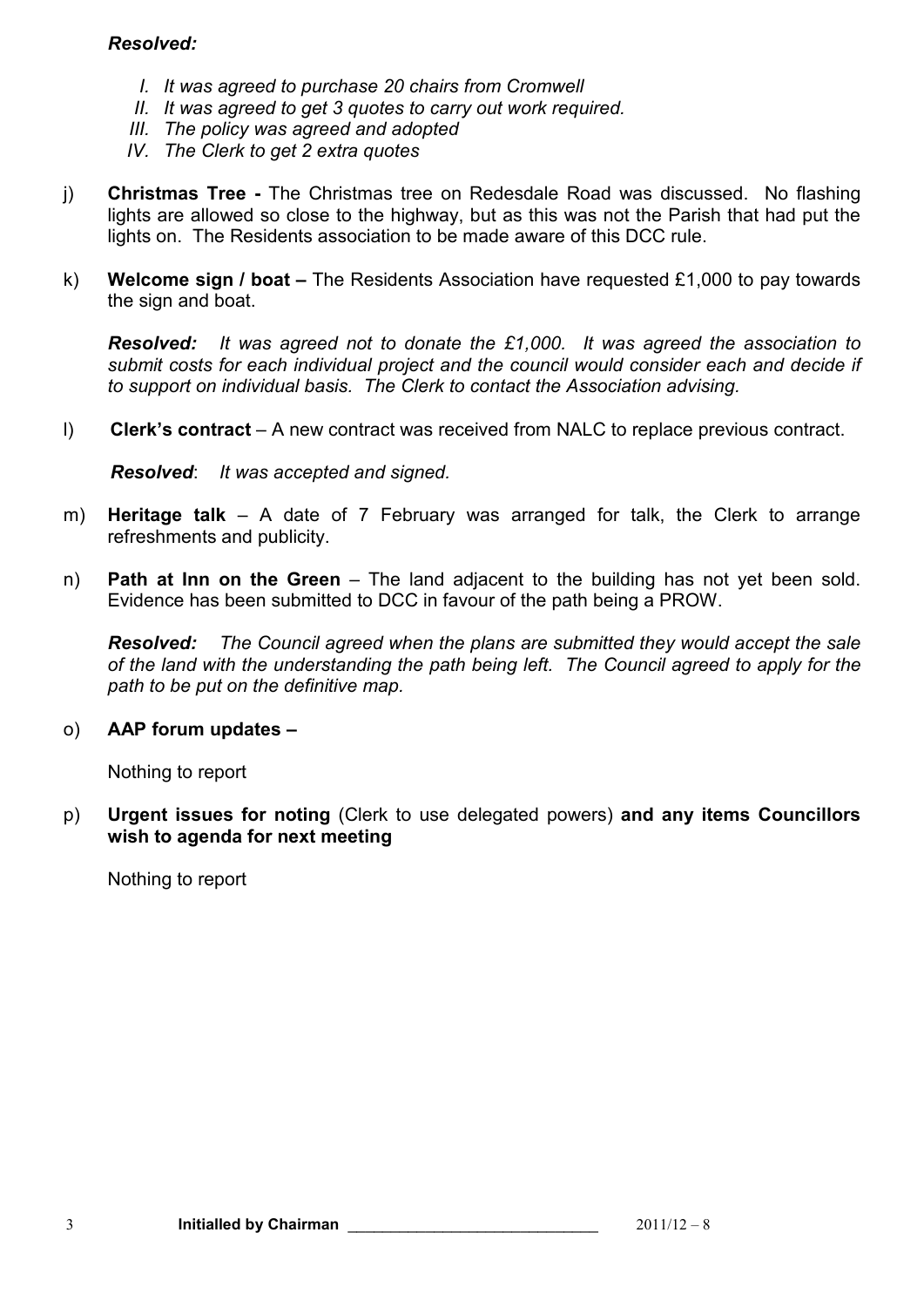***Resolved:***

I. *It was agreed to purchase 20 chairs from Cromwell*
II. *It was agreed to get 3 quotes to carry out work required.*
III. *The policy was agreed and adopted*
IV. *The Clerk to get 2 extra quotes*

j) **Christmas Tree -** The Christmas tree on Redesdale Road was discussed. No flashing lights are allowed so close to the highway, but as this was not the Parish that had put the lights on. The Residents association to be made aware of this DCC rule.

k) **Welcome sign / boat –** The Residents Association have requested £1,000 to pay towards the sign and boat.

***Resolved:*** *It was agreed not to donate the £1,000. It was agreed the association to submit costs for each individual project and the council would consider each and decide if to support on individual basis. The Clerk to contact the Association advising.*

l) **Clerk's contract** – A new contract was received from NALC to replace previous contract.

***Resolved***: *It was accepted and signed.*

m) **Heritage talk** – A date of 7 February was arranged for talk, the Clerk to arrange refreshments and publicity.

n) **Path at Inn on the Green** – The land adjacent to the building has not yet been sold. Evidence has been submitted to DCC in favour of the path being a PROW.

***Resolved:*** *The Council agreed when the plans are submitted they would accept the sale of the land with the understanding the path being left. The Council agreed to apply for the path to be put on the definitive map.*

o) **AAP forum updates –**

Nothing to report

p) **Urgent issues for noting** (Clerk to use delegated powers) **and any items Councillors wish to agenda for next meeting**

Nothing to report

**Initialled by Chairman** ____________________________ 2011/12 – 8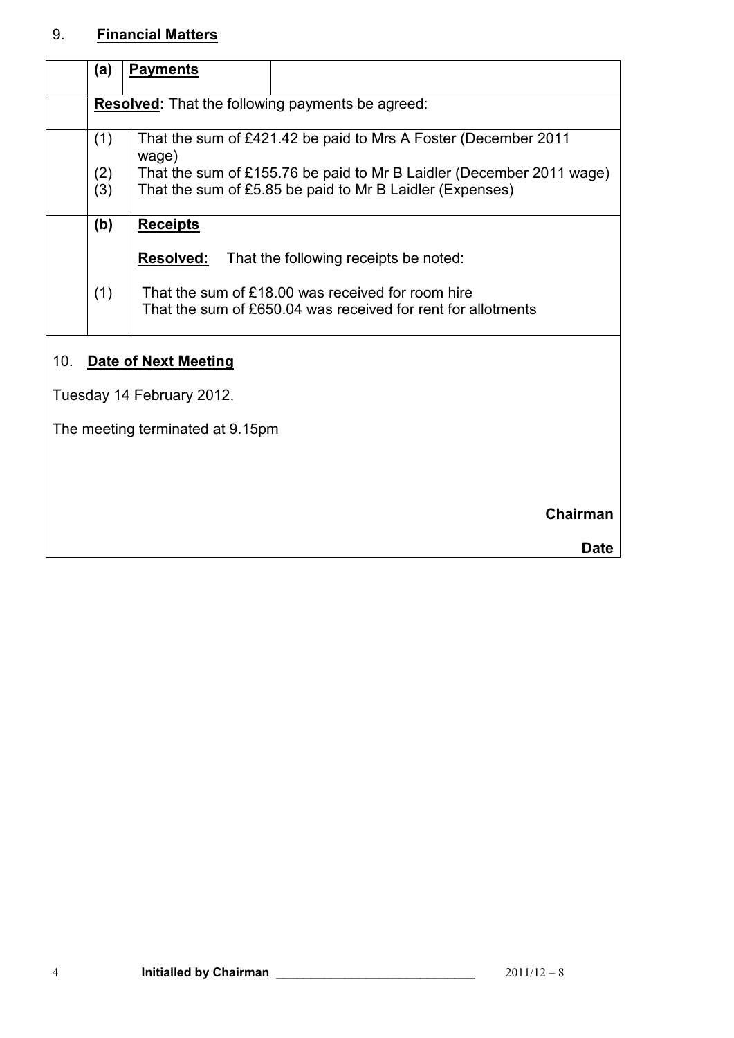## 9. **Financial Matters**

| | | | |
|---|---|---|---|
| | **(a)** | **Payments** | |
| | **Resolved:** That the following payments be agreed: | | |
| | (1) | That the sum of £421.42 be paid to Mrs A Foster (December 2011 wage) | |
| | (2) | That the sum of £155.76 be paid to Mr B Laidler (December 2011 wage) | |
| | (3) | That the sum of £5.85 be paid to Mr B Laidler (Expenses) | |
| | **(b)** | **Receipts** | |
| | | **Resolved:** That the following receipts be noted: | |
| | (1) | That the sum of £18.00 was received for room hire<br>That the sum of £650.04 was received for rent for allotments | |

## 10. **Date of Next Meeting**

Tuesday 14 February 2012.

The meeting terminated at 9.15pm

**Chairman**

**Date**

**Initialled by Chairman** ____________________________ 2011/12 – 8